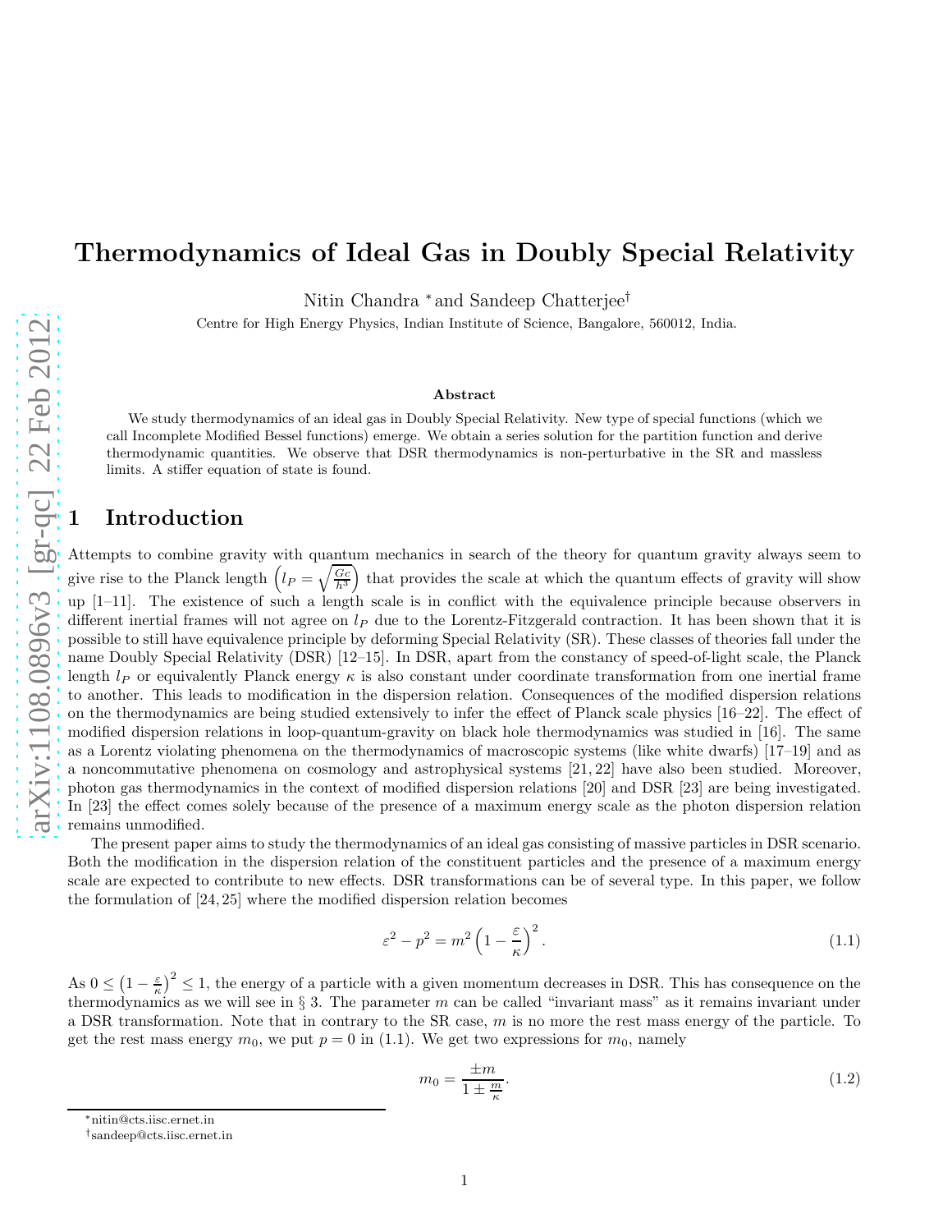# Thermodynamics of Ideal Gas in Doubly Special Relativity

Nitin Chandra *and Sandeep Chatterjee†

Centre for High Energy Physics, Indian Institute of Science, Bangalore, 560012, India.

### Abstract

We study thermodynamics of an ideal gas in Doubly Special Relativity. New type of special functions (which we call Incomplete Modified Bessel functions) emerge. We obtain a series solution for the partition function and derive thermodynamic quantities. We observe that DSR thermodynamics is non-perturbative in the SR and massless limits. A stiffer equation of state is found.

## 1 Introduction

Attempts to combine gravity with quantum mechanics in search of the theory for quantum gravity always seem to give rise to the Planck length $\left(l_P = \sqrt{\frac{Gc}{h^3}}\right)$ that provides the scale at which the quantum effects of gravity will show up [1–11]. The existence of such a length scale is in conflict with the equivalence principle because observers in different inertial frames will not agree on $l_P$ due to the Lorentz-Fitzgerald contraction. It has been shown that it is possible to still have equivalence principle by deforming Special Relativity (SR). These classes of theories fall under the name Doubly Special Relativity (DSR) [12–15]. In DSR, apart from the constancy of speed-of-light scale, the Planck length $l_P$ or equivalently Planck energy $\kappa$ is also constant under coordinate transformation from one inertial frame to another. This leads to modification in the dispersion relation. Consequences of the modified dispersion relations on the thermodynamics are being studied extensively to infer the effect of Planck scale physics [16–22]. The effect of modified dispersion relations in loop-quantum-gravity on black hole thermodynamics was studied in [16]. The same as a Lorentz violating phenomena on the thermodynamics of macroscopic systems (like white dwarfs) [17–19] and as a noncommutative phenomena on cosmology and astrophysical systems [21, 22] have also been studied. Moreover, photon gas thermodynamics in the context of modified dispersion relations [20] and DSR [23] are being investigated. In [23] the effect comes solely because of the presence of a maximum energy scale as the photon dispersion relation remains unmodified.

The present paper aims to study the thermodynamics of an ideal gas consisting of massive particles in DSR scenario. Both the modification in the dispersion relation of the constituent particles and the presence of a maximum energy scale are expected to contribute to new effects. DSR transformations can be of several type. In this paper, we follow the formulation of [24, 25] where the modified dispersion relation becomes

$$\varepsilon^2 - p^2 = m^2 \left(1 - \frac{\varepsilon}{\kappa}\right)^2. \tag{1.1}$$

As $0 \leq \left(1 - \frac{\varepsilon}{\kappa}\right)^2 \leq 1$, the energy of a particle with a given momentum decreases in DSR. This has consequence on the thermodynamics as we will see in § 3. The parameter $m$ can be called "invariant mass" as it remains invariant under a DSR transformation. Note that in contrary to the SR case, $m$ is no more the rest mass energy of the particle. To get the rest mass energy $m_0$, we put $p = 0$ in (1.1). We get two expressions for $m_0$, namely

$$m_0 = \frac{\pm m}{1 \pm \frac{m}{\kappa}}. \tag{1.2}$$

*nitin@cts.iisc.ernet.in

†sandeep@cts.iisc.ernet.in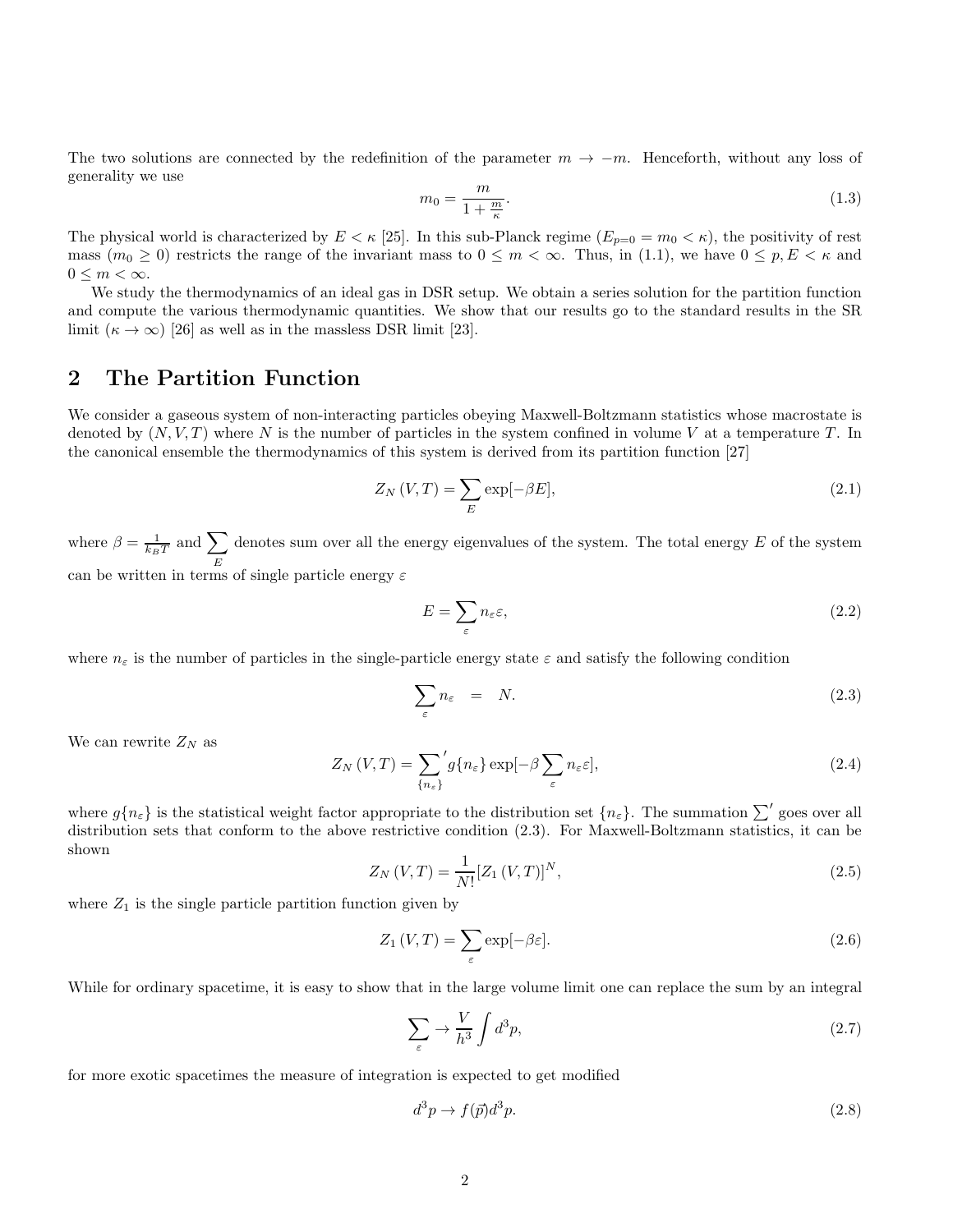The two solutions are connected by the redefinition of the parameter $m \to -m$. Henceforth, without any loss of generality we use

$$m_0 = \frac{m}{1 + \frac{m}{\kappa}}. \tag{1.3}$$

The physical world is characterized by $E < \kappa$ [25]. In this sub-Planck regime ($E_{p=0} = m_0 < \kappa$), the positivity of rest mass ($m_0 \geq 0$) restricts the range of the invariant mass to $0 \leq m < \infty$. Thus, in (1.1), we have $0 \leq p, E < \kappa$ and $0 \leq m < \infty$.

We study the thermodynamics of an ideal gas in DSR setup. We obtain a series solution for the partition function and compute the various thermodynamic quantities. We show that our results go to the standard results in the SR limit ($\kappa \to \infty$) [26] as well as in the massless DSR limit [23].

## 2 The Partition Function

We consider a gaseous system of non-interacting particles obeying Maxwell-Boltzmann statistics whose macrostate is denoted by $(N, V, T)$ where $N$ is the number of particles in the system confined in volume $V$ at a temperature $T$. In the canonical ensemble the thermodynamics of this system is derived from its partition function [27]

$$Z_N(V,T) = \sum_E \exp[-\beta E], \tag{2.1}$$

where $\beta = \frac{1}{k_B T}$ and $\sum_E$ denotes sum over all the energy eigenvalues of the system. The total energy $E$ of the system can be written in terms of single particle energy $\varepsilon$

$$E = \sum_\varepsilon n_\varepsilon \varepsilon, \tag{2.2}$$

where $n_\varepsilon$ is the number of particles in the single-particle energy state $\varepsilon$ and satisfy the following condition

$$\sum_\varepsilon n_\varepsilon = N. \tag{2.3}$$

We can rewrite $Z_N$ as

$$Z_N(V,T) = {\sum_{\{n_\varepsilon\}}}' g\{n_\varepsilon\} \exp[-\beta \sum_\varepsilon n_\varepsilon \varepsilon], \tag{2.4}$$

where $g\{n_\varepsilon\}$ is the statistical weight factor appropriate to the distribution set $\{n_\varepsilon\}$. The summation $\sum'$ goes over all distribution sets that conform to the above restrictive condition (2.3). For Maxwell-Boltzmann statistics, it can be shown

$$Z_N(V,T) = \frac{1}{N!}[Z_1(V,T)]^N, \tag{2.5}$$

where $Z_1$ is the single particle partition function given by

$$Z_1(V,T) = \sum_\varepsilon \exp[-\beta \varepsilon]. \tag{2.6}$$

While for ordinary spacetime, it is easy to show that in the large volume limit one can replace the sum by an integral

$$\sum_\varepsilon \to \frac{V}{h^3} \int d^3p, \tag{2.7}$$

for more exotic spacetimes the measure of integration is expected to get modified

$$d^3p \to f(\vec{p}) d^3p. \tag{2.8}$$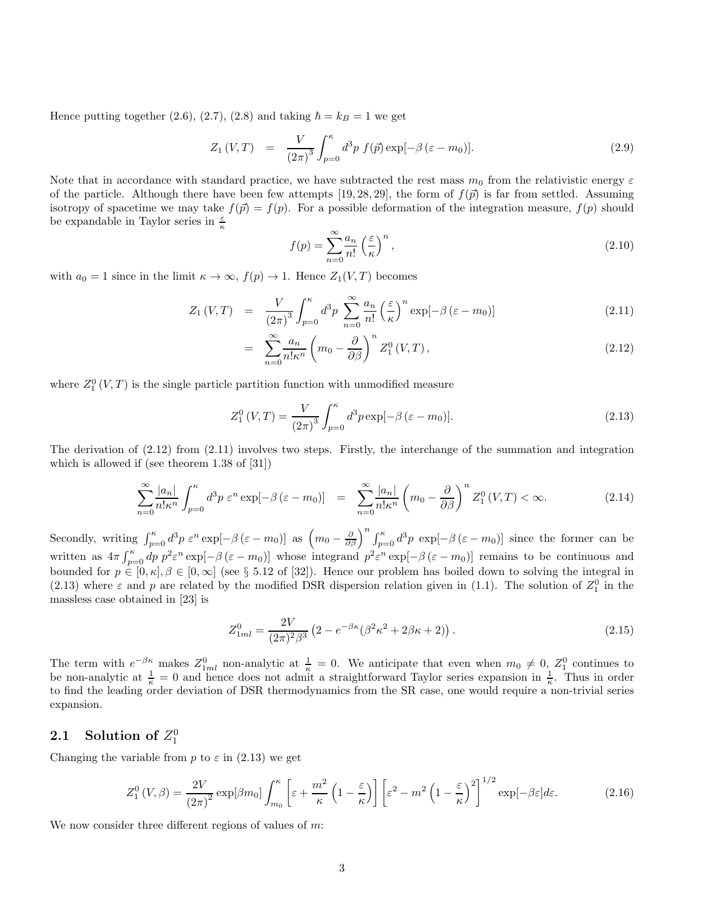Hence putting together (2.6), (2.7), (2.8) and taking $\hbar = k_B = 1$ we get

$$Z_1(V,T) = \frac{V}{(2\pi)^3} \int_{p=0}^{\kappa} d^3p \; f(\vec{p}) \exp[-\beta(\varepsilon - m_0)]. \tag{2.9}$$

Note that in accordance with standard practice, we have subtracted the rest mass $m_0$ from the relativistic energy $\varepsilon$ of the particle. Although there have been few attempts [19, 28, 29], the form of $f(\vec{p})$ is far from settled. Assuming isotropy of spacetime we may take $f(\vec{p}) = f(p)$. For a possible deformation of the integration measure, $f(p)$ should be expandable in Taylor series in $\frac{\varepsilon}{\kappa}$

$$f(p) = \sum_{n=0}^{\infty} \frac{a_n}{n!} \left(\frac{\varepsilon}{\kappa}\right)^n, \tag{2.10}$$

with $a_0 = 1$ since in the limit $\kappa \to \infty$, $f(p) \to 1$. Hence $Z_1(V,T)$ becomes

$$Z_1(V,T) = \frac{V}{(2\pi)^3} \int_{p=0}^{\kappa} d^3p \sum_{n=0}^{\infty} \frac{a_n}{n!} \left(\frac{\varepsilon}{\kappa}\right)^n \exp[-\beta(\varepsilon - m_0)] \tag{2.11}$$

$$= \sum_{n=0}^{\infty} \frac{a_n}{n!\kappa^n} \left(m_0 - \frac{\partial}{\partial \beta}\right)^n Z_1^0(V,T), \tag{2.12}$$

where $Z_1^0(V,T)$ is the single particle partition function with unmodified measure

$$Z_1^0(V,T) = \frac{V}{(2\pi)^3} \int_{p=0}^{\kappa} d^3p \exp[-\beta(\varepsilon - m_0)]. \tag{2.13}$$

The derivation of (2.12) from (2.11) involves two steps. Firstly, the interchange of the summation and integration which is allowed if (see theorem 1.38 of [31])

$$\sum_{n=0}^{\infty} \frac{|a_n|}{n!\kappa^n} \int_{p=0}^{\kappa} d^3p \; \varepsilon^n \exp[-\beta(\varepsilon - m_0)] = \sum_{n=0}^{\infty} \frac{|a_n|}{n!\kappa^n} \left(m_0 - \frac{\partial}{\partial \beta}\right)^n Z_1^0(V,T) < \infty. \tag{2.14}$$

Secondly, writing $\int_{p=0}^{\kappa} d^3p \; \varepsilon^n \exp[-\beta(\varepsilon - m_0)]$ as $\left(m_0 - \frac{\partial}{\partial \beta}\right)^n \int_{p=0}^{\kappa} d^3p \; \exp[-\beta(\varepsilon - m_0)]$ since the former can be written as $4\pi \int_{p=0}^{\kappa} dp \; p^2 \varepsilon^n \exp[-\beta(\varepsilon - m_0)]$ whose integrand $p^2 \varepsilon^n \exp[-\beta(\varepsilon - m_0)]$ remains to be continuous and bounded for $p \in [0,\kappa], \beta \in [0,\infty]$ (see § 5.12 of [32]). Hence our problem has boiled down to solving the integral in (2.13) where $\varepsilon$ and $p$ are related by the modified DSR dispersion relation given in (1.1). The solution of $Z_1^0$ in the massless case obtained in [23] is

$$Z_{1ml}^0 = \frac{2V}{(2\pi)^2 \beta^3} \left(2 - e^{-\beta\kappa}(\beta^2\kappa^2 + 2\beta\kappa + 2)\right). \tag{2.15}$$

The term with $e^{-\beta\kappa}$ makes $Z_{1ml}^0$ non-analytic at $\frac{1}{\kappa} = 0$. We anticipate that even when $m_0 \neq 0$, $Z_1^0$ continues to be non-analytic at $\frac{1}{\kappa} = 0$ and hence does not admit a straightforward Taylor series expansion in $\frac{1}{\kappa}$. Thus in order to find the leading order deviation of DSR thermodynamics from the SR case, one would require a non-trivial series expansion.

## 2.1 Solution of $Z_1^0$

Changing the variable from $p$ to $\varepsilon$ in (2.13) we get

$$Z_1^0(V,\beta) = \frac{2V}{(2\pi)^2} \exp[\beta m_0] \int_{m_0}^{\kappa} \left[\varepsilon + \frac{m^2}{\kappa}\left(1 - \frac{\varepsilon}{\kappa}\right)\right] \left[\varepsilon^2 - m^2\left(1 - \frac{\varepsilon}{\kappa}\right)^2\right]^{1/2} \exp[-\beta\varepsilon] d\varepsilon. \tag{2.16}$$

We now consider three different regions of values of $m$: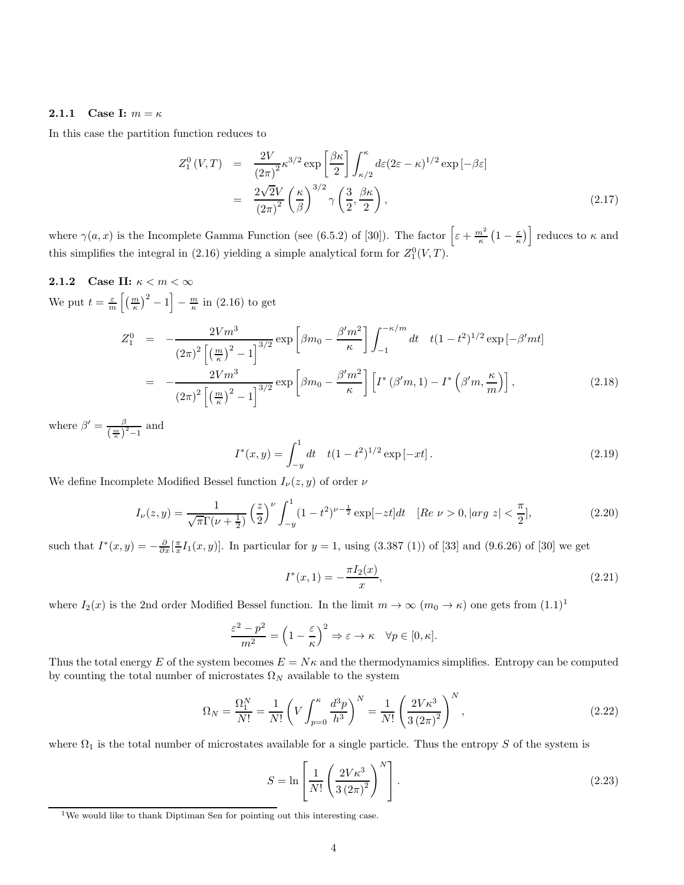### 2.1.1 Case I: $m = \kappa$

In this case the partition function reduces to

$$
\begin{aligned}
Z_1^0(V,T) &= \frac{2V}{(2\pi)^2}\kappa^{3/2}\exp\left[\frac{\beta\kappa}{2}\right]\int_{\kappa/2}^{\kappa} d\varepsilon(2\varepsilon-\kappa)^{1/2}\exp\left[-\beta\varepsilon\right] \\
&= \frac{2\sqrt{2}V}{(2\pi)^2}\left(\frac{\kappa}{\beta}\right)^{3/2}\gamma\left(\frac{3}{2},\frac{\beta\kappa}{2}\right),
\end{aligned} \tag{2.17}
$$

where $\gamma(a,x)$ is the Incomplete Gamma Function (see (6.5.2) of [30]). The factor $\left[\varepsilon + \frac{m^2}{\kappa}\left(1-\frac{\varepsilon}{\kappa}\right)\right]$ reduces to $\kappa$ and this simplifies the integral in (2.16) yielding a simple analytical form for $Z_1^0(V,T)$.

### 2.1.2 Case II: $\kappa < m < \infty$

We put $t = \frac{\varepsilon}{m}\left[\left(\frac{m}{\kappa}\right)^2 - 1\right] - \frac{m}{\kappa}$ in (2.16) to get

$$
\begin{aligned}
Z_1^0 &= -\frac{2Vm^3}{(2\pi)^2\left[\left(\frac{m}{\kappa}\right)^2-1\right]^{3/2}}\exp\left[\beta m_0 - \frac{\beta' m^2}{\kappa}\right]\int_{-1}^{-\kappa/m} dt \quad t(1-t^2)^{1/2}\exp\left[-\beta' m t\right] \\
&= -\frac{2Vm^3}{(2\pi)^2\left[\left(\frac{m}{\kappa}\right)^2-1\right]^{3/2}}\exp\left[\beta m_0 - \frac{\beta' m^2}{\kappa}\right]\left[I^*\left(\beta' m, 1\right) - I^*\left(\beta' m, \frac{\kappa}{m}\right)\right],
\end{aligned} \tag{2.18}
$$

where $\beta' = \frac{\beta}{\left(\frac{m}{\kappa}\right)^2 - 1}$ and

$$
I^*(x,y) = \int_{-y}^{1} dt \quad t(1-t^2)^{1/2}\exp\left[-xt\right]. \tag{2.19}
$$

We define Incomplete Modified Bessel function $I_\nu(z,y)$ of order $\nu$

$$
I_\nu(z,y) = \frac{1}{\sqrt{\pi}\Gamma(\nu+\frac{1}{2})}\left(\frac{z}{2}\right)^\nu \int_{-y}^{1}(1-t^2)^{\nu-\frac{1}{2}}\exp[-zt]dt \quad [Re\ \nu > 0, |arg\ z| < \frac{\pi}{2}], \tag{2.20}
$$

such that $I^*(x,y) = -\frac{\partial}{\partial x}[\frac{\pi}{x}I_1(x,y)]$. In particular for $y = 1$, using (3.387 (1)) of [33] and (9.6.26) of [30] we get

$$
I^*(x,1) = -\frac{\pi I_2(x)}{x}, \tag{2.21}
$$

where $I_2(x)$ is the 2nd order Modified Bessel function. In the limit $m \to \infty$ ($m_0 \to \kappa$) one gets from (1.1)[1]

$$
\frac{\varepsilon^2 - p^2}{m^2} = \left(1 - \frac{\varepsilon}{\kappa}\right)^2 \Rightarrow \varepsilon \to \kappa \quad \forall p \in [0,\kappa].
$$

Thus the total energy $E$ of the system becomes $E = N\kappa$ and the thermodynamics simplifies. Entropy can be computed by counting the total number of microstates $\Omega_N$ available to the system

$$
\Omega_N = \frac{\Omega_1^N}{N!} = \frac{1}{N!}\left(V\int_{p=0}^{\kappa}\frac{d^3p}{h^3}\right)^N = \frac{1}{N!}\left(\frac{2V\kappa^3}{3\left(2\pi\right)^2}\right)^N, \tag{2.22}
$$

where $\Omega_1$ is the total number of microstates available for a single particle. Thus the entropy $S$ of the system is

$$
S = \ln\left[\frac{1}{N!}\left(\frac{2V\kappa^3}{3\left(2\pi\right)^2}\right)^N\right]. \tag{2.23}
$$

[1] We would like to thank Diptiman Sen for pointing out this interesting case.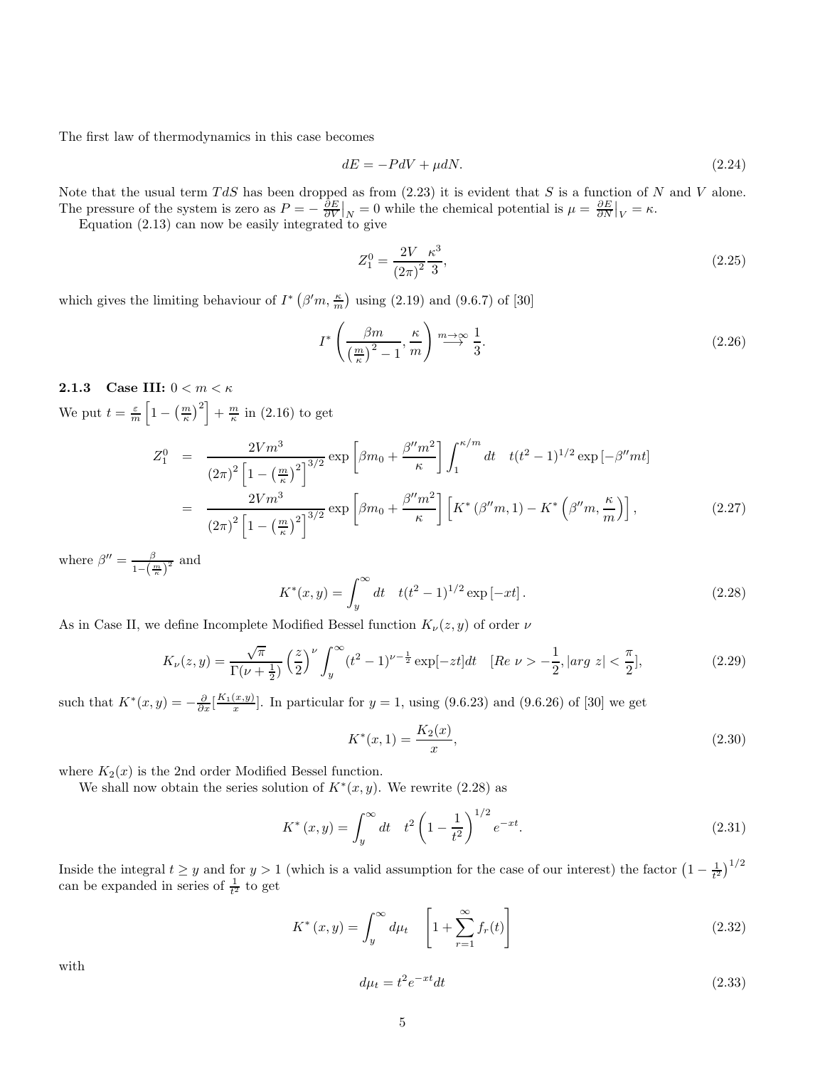The first law of thermodynamics in this case becomes

$$dE = -PdV + \mu dN. \tag{2.24}$$

Note that the usual term $TdS$ has been dropped as from (2.23) it is evident that $S$ is a function of $N$ and $V$ alone. The pressure of the system is zero as $P = -\frac{\partial E}{\partial V}\big|_N = 0$ while the chemical potential is $\mu = \frac{\partial E}{\partial N}\big|_V = \kappa$.

Equation (2.13) can now be easily integrated to give

$$Z_1^0 = \frac{2V}{(2\pi)^2}\frac{\kappa^3}{3}, \tag{2.25}$$

which gives the limiting behaviour of $I^*\left(\beta' m, \frac{\kappa}{m}\right)$ using (2.19) and (9.6.7) of [30]

$$I^*\left(\frac{\beta m}{\left(\frac{m}{\kappa}\right)^2 - 1}, \frac{\kappa}{m}\right) \overset{m\to\infty}{\longrightarrow} \frac{1}{3}. \tag{2.26}$$

### 2.1.3 Case III: $0 < m < \kappa$

We put $t = \frac{\varepsilon}{m}\left[1 - \left(\frac{m}{\kappa}\right)^2\right] + \frac{m}{\kappa}$ in (2.16) to get

$$\begin{aligned} Z_1^0 &= \frac{2Vm^3}{(2\pi)^2\left[1-\left(\frac{m}{\kappa}\right)^2\right]^{3/2}} \exp\left[\beta m_0 + \frac{\beta'' m^2}{\kappa}\right] \int_1^{\kappa/m} dt \quad t(t^2-1)^{1/2}\exp\left[-\beta'' m t\right] \\ &= \frac{2Vm^3}{(2\pi)^2\left[1-\left(\frac{m}{\kappa}\right)^2\right]^{3/2}} \exp\left[\beta m_0 + \frac{\beta'' m^2}{\kappa}\right] \left[K^*\left(\beta'' m, 1\right) - K^*\left(\beta'' m, \frac{\kappa}{m}\right)\right], \end{aligned} \tag{2.27}$$

where $\beta'' = \frac{\beta}{1-\left(\frac{m}{\kappa}\right)^2}$ and

$$K^*(x,y) = \int_y^\infty dt \quad t(t^2-1)^{1/2}\exp\left[-xt\right]. \tag{2.28}$$

As in Case II, we define Incomplete Modified Bessel function $K_\nu(z,y)$ of order $\nu$

$$K_\nu(z,y) = \frac{\sqrt{\pi}}{\Gamma(\nu+\frac{1}{2})}\left(\frac{z}{2}\right)^\nu \int_y^\infty (t^2-1)^{\nu-\frac{1}{2}}\exp[-zt]dt \quad [Re\ \nu > -\frac{1}{2}, |arg\ z| < \frac{\pi}{2}], \tag{2.29}$$

such that $K^*(x,y) = -\frac{\partial}{\partial x}[\frac{K_1(x,y)}{x}]$. In particular for $y = 1$, using (9.6.23) and (9.6.26) of [30] we get

$$K^*(x,1) = \frac{K_2(x)}{x}, \tag{2.30}$$

where $K_2(x)$ is the 2nd order Modified Bessel function.

We shall now obtain the series solution of $K^*(x,y)$. We rewrite (2.28) as

$$K^*\left(x,y\right) = \int_y^\infty dt \quad t^2\left(1-\frac{1}{t^2}\right)^{1/2} e^{-xt}. \tag{2.31}$$

Inside the integral $t \geq y$ and for $y > 1$ (which is a valid assumption for the case of our interest) the factor $\left(1-\frac{1}{t^2}\right)^{1/2}$ can be expanded in series of $\frac{1}{t^2}$ to get

$$K^*\left(x,y\right) = \int_y^\infty d\mu_t \quad \left[1 + \sum_{r=1}^\infty f_r(t)\right] \tag{2.32}$$

with

$$d\mu_t = t^2 e^{-xt} dt \tag{2.33}$$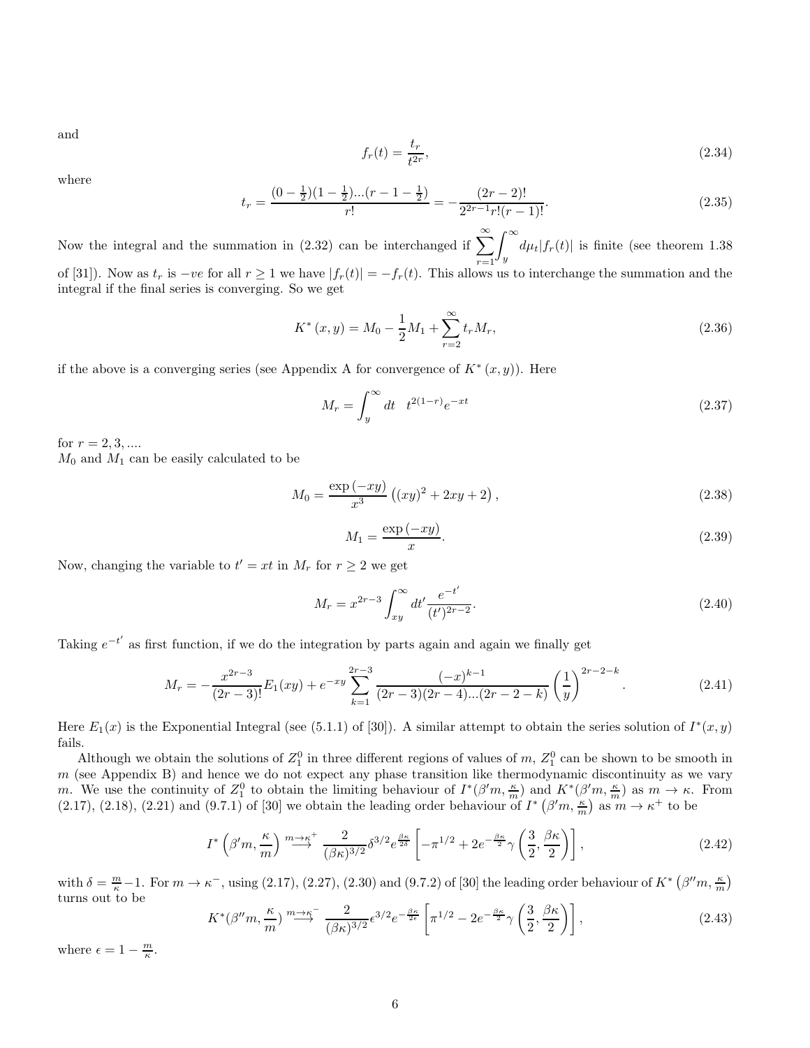and

$$
f_r(t) = \frac{t_r}{t^{2r}}, \tag{2.34}
$$

where

$$
t_r = \frac{(0-\frac{1}{2})(1-\frac{1}{2})...(r-1-\frac{1}{2})}{r!} = -\frac{(2r-2)!}{2^{2r-1}r!(r-1)!}. \tag{2.35}
$$

Now the integral and the summation in (2.32) can be interchanged if $\sum_{r=1}^{\infty}\int_{y}^{\infty} d\mu_t |f_r(t)|$ is finite (see theorem 1.38 of [31]). Now as $t_r$ is $-ve$ for all $r \geq 1$ we have $|f_r(t)| = -f_r(t)$. This allows us to interchange the summation and the integral if the final series is converging. So we get

$$
K^*(x,y) = M_0 - \frac{1}{2}M_1 + \sum_{r=2}^{\infty} t_r M_r, \tag{2.36}
$$

if the above is a converging series (see Appendix A for convergence of $K^*(x,y)$). Here

$$
M_r = \int_y^{\infty} dt \quad t^{2(1-r)} e^{-xt} \tag{2.37}
$$

for $r = 2, 3, ....$

$M_0$ and $M_1$ can be easily calculated to be

$$
M_0 = \frac{\exp(-xy)}{x^3}\left((xy)^2 + 2xy + 2\right), \tag{2.38}
$$

$$
M_1 = \frac{\exp(-xy)}{x}. \tag{2.39}
$$

Now, changing the variable to $t' = xt$ in $M_r$ for $r \geq 2$ we get

$$
M_r = x^{2r-3}\int_{xy}^{\infty} dt' \frac{e^{-t'}}{(t')^{2r-2}}. \tag{2.40}
$$

Taking $e^{-t'}$ as first function, if we do the integration by parts again and again we finally get

$$
M_r = -\frac{x^{2r-3}}{(2r-3)!}E_1(xy) + e^{-xy}\sum_{k=1}^{2r-3}\frac{(-x)^{k-1}}{(2r-3)(2r-4)...(2r-2-k)}\left(\frac{1}{y}\right)^{2r-2-k}. \tag{2.41}
$$

Here $E_1(x)$ is the Exponential Integral (see (5.1.1) of [30]). A similar attempt to obtain the series solution of $I^*(x,y)$ fails.

Although we obtain the solutions of $Z_1^0$ in three different regions of values of $m$, $Z_1^0$ can be shown to be smooth in $m$ (see Appendix B) and hence we do not expect any phase transition like thermodynamic discontinuity as we vary $m$. We use the continuity of $Z_1^0$ to obtain the limiting behaviour of $I^*(\beta' m, \frac{\kappa}{m})$ and $K^*(\beta' m, \frac{\kappa}{m})$ as $m \to \kappa$. From (2.17), (2.18), (2.21) and (9.7.1) of [30] we obtain the leading order behaviour of $I^*\left(\beta' m, \frac{\kappa}{m}\right)$ as $m \to \kappa^+$ to be

$$
I^*\left(\beta' m, \frac{\kappa}{m}\right) \overset{m\to\kappa^+}{\longrightarrow} \frac{2}{(\beta\kappa)^{3/2}}\delta^{3/2}e^{\frac{\beta\kappa}{2\delta}}\left[-\pi^{1/2} + 2e^{-\frac{\beta\kappa}{2}}\gamma\left(\frac{3}{2},\frac{\beta\kappa}{2}\right)\right], \tag{2.42}
$$

with $\delta = \frac{m}{\kappa} - 1$. For $m \to \kappa^-$, using (2.17), (2.27), (2.30) and (9.7.2) of [30] the leading order behaviour of $K^*\left(\beta'' m, \frac{\kappa}{m}\right)$ turns out to be

$$
K^*(\beta'' m, \frac{\kappa}{m}) \overset{m\to\kappa^-}{\longrightarrow} \frac{2}{(\beta\kappa)^{3/2}}\epsilon^{3/2}e^{-\frac{\beta\kappa}{2\epsilon}}\left[\pi^{1/2} - 2e^{-\frac{\beta\kappa}{2}}\gamma\left(\frac{3}{2},\frac{\beta\kappa}{2}\right)\right], \tag{2.43}
$$

where $\epsilon = 1 - \frac{m}{\kappa}$.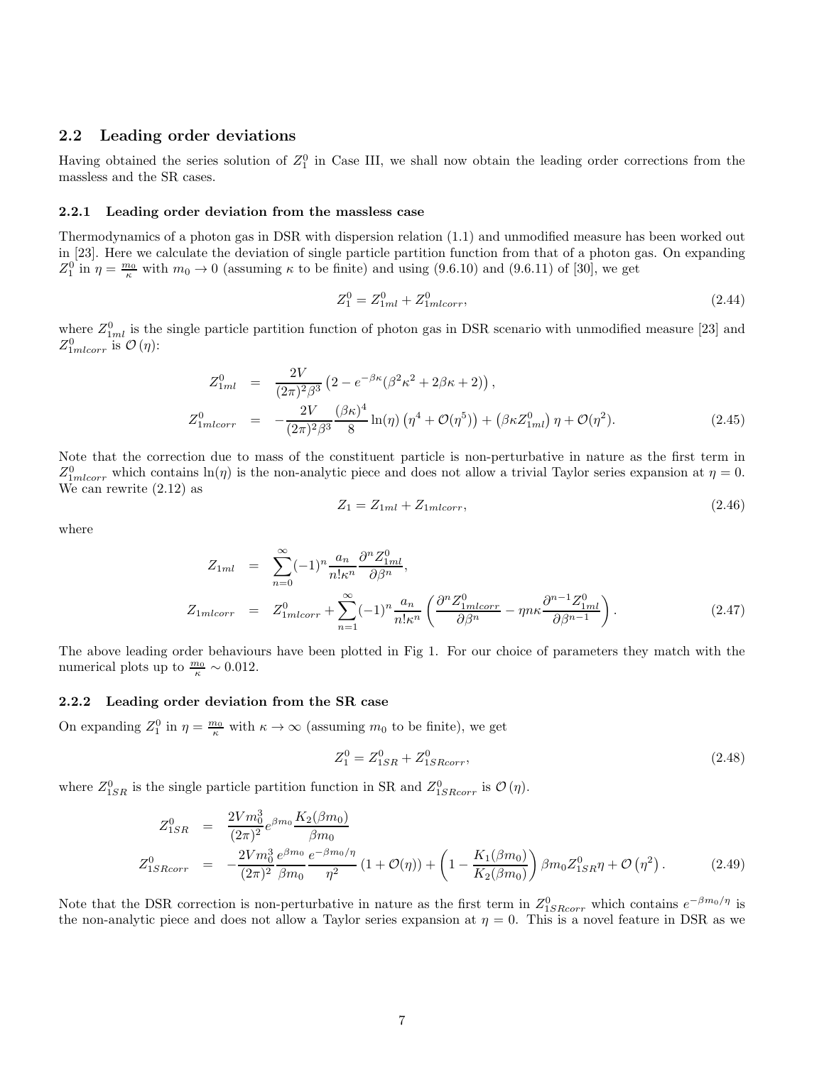### 2.2 Leading order deviations

Having obtained the series solution of $Z_1^0$ in Case III, we shall now obtain the leading order corrections from the massless and the SR cases.

#### 2.2.1 Leading order deviation from the massless case

Thermodynamics of a photon gas in DSR with dispersion relation (1.1) and unmodified measure has been worked out in [23]. Here we calculate the deviation of single particle partition function from that of a photon gas. On expanding $Z_1^0$ in $\eta = \frac{m_0}{\kappa}$ with $m_0 \to 0$ (assuming $\kappa$ to be finite) and using (9.6.10) and (9.6.11) of [30], we get

$$Z_1^0 = Z_{1ml}^0 + Z_{1mlcorr}^0, \tag{2.44}$$

where $Z_{1ml}^0$ is the single particle partition function of photon gas in DSR scenario with unmodified measure [23] and $Z_{1mlcorr}^0$ is $\mathcal{O}(\eta)$:

$$\begin{aligned}
Z_{1ml}^0 &= \frac{2V}{(2\pi)^2\beta^3}\left(2 - e^{-\beta\kappa}(\beta^2\kappa^2 + 2\beta\kappa + 2)\right), \\
Z_{1mlcorr}^0 &= -\frac{2V}{(2\pi)^2\beta^3}\frac{(\beta\kappa)^4}{8}\ln(\eta)\left(\eta^4 + \mathcal{O}(\eta^5)\right) + \left(\beta\kappa Z_{1ml}^0\right)\eta + \mathcal{O}(\eta^2).
\end{aligned} \tag{2.45}$$

Note that the correction due to mass of the constituent particle is non-perturbative in nature as the first term in $Z_{1mlcorr}^0$ which contains $\ln(\eta)$ is the non-analytic piece and does not allow a trivial Taylor series expansion at $\eta = 0$. We can rewrite (2.12) as

$$Z_1 = Z_{1ml} + Z_{1mlcorr}, \tag{2.46}$$

where

$$\begin{aligned}
Z_{1ml} &= \sum_{n=0}^{\infty}(-1)^n\frac{a_n}{n!\kappa^n}\frac{\partial^n Z_{1ml}^0}{\partial\beta^n}, \\
Z_{1mlcorr} &= Z_{1mlcorr}^0 + \sum_{n=1}^{\infty}(-1)^n\frac{a_n}{n!\kappa^n}\left(\frac{\partial^n Z_{1mlcorr}^0}{\partial\beta^n} - \eta n\kappa\frac{\partial^{n-1}Z_{1ml}^0}{\partial\beta^{n-1}}\right).
\end{aligned} \tag{2.47}$$

The above leading order behaviours have been plotted in Fig 1. For our choice of parameters they match with the numerical plots up to $\frac{m_0}{\kappa} \sim 0.012$.

#### 2.2.2 Leading order deviation from the SR case

On expanding $Z_1^0$ in $\eta = \frac{m_0}{\kappa}$ with $\kappa \to \infty$ (assuming $m_0$ to be finite), we get

$$Z_1^0 = Z_{1SR}^0 + Z_{1SRcorr}^0, \tag{2.48}$$

where $Z_{1SR}^0$ is the single particle partition function in SR and $Z_{1SRcorr}^0$ is $\mathcal{O}(\eta)$.

$$\begin{aligned}
Z_{1SR}^0 &= \frac{2Vm_0^3}{(2\pi)^2}e^{\beta m_0}\frac{K_2(\beta m_0)}{\beta m_0} \\
Z_{1SRcorr}^0 &= -\frac{2Vm_0^3}{(2\pi)^2}\frac{e^{\beta m_0}}{\beta m_0}\frac{e^{-\beta m_0/\eta}}{\eta^2}\left(1 + \mathcal{O}(\eta)\right) + \left(1 - \frac{K_1(\beta m_0)}{K_2(\beta m_0)}\right)\beta m_0 Z_{1SR}^0\eta + \mathcal{O}\left(\eta^2\right).
\end{aligned} \tag{2.49}$$

Note that the DSR correction is non-perturbative in nature as the first term in $Z_{1SRcorr}^0$ which contains $e^{-\beta m_0/\eta}$ is the non-analytic piece and does not allow a Taylor series expansion at $\eta = 0$. This is a novel feature in DSR as we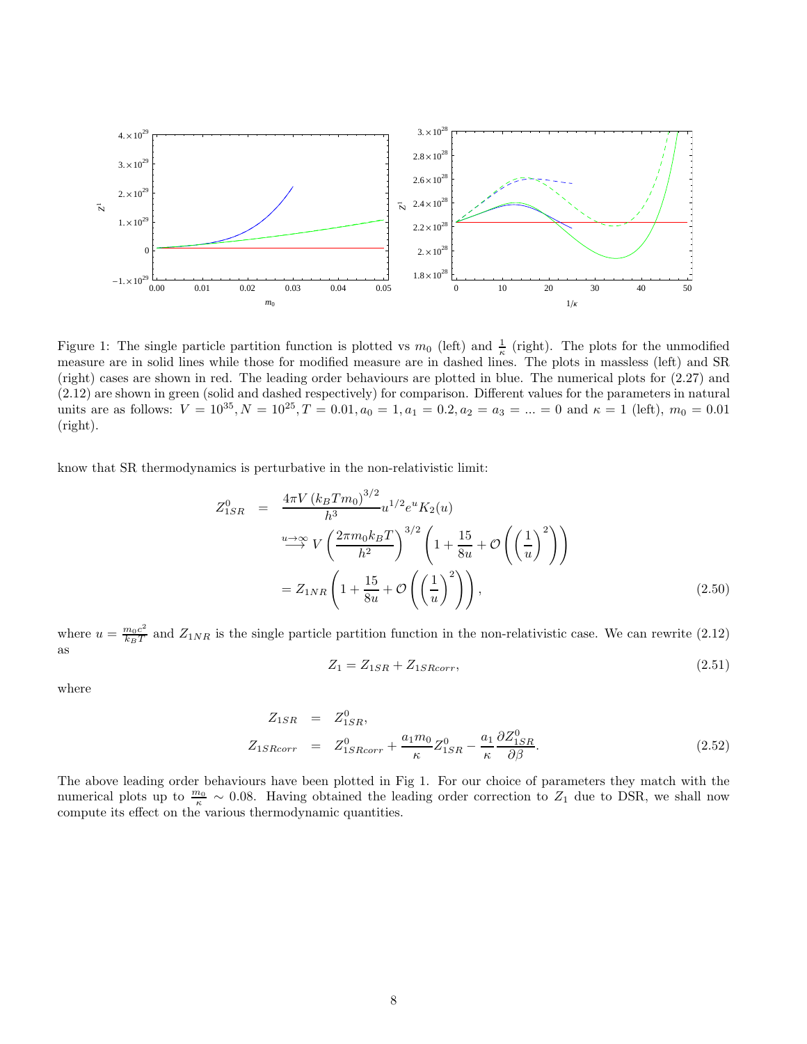Figure 1: The single particle partition function is plotted vs $m_0$ (left) and $\frac{1}{\kappa}$ (right). The plots for the unmodified measure are in solid lines while those for modified measure are in dashed lines. The plots in massless (left) and SR (right) cases are shown in red. The leading order behaviours are plotted in blue. The numerical plots for (2.27) and (2.12) are shown in green (solid and dashed respectively) for comparison. Different values for the parameters in natural units are as follows: $V = 10^{35}, N = 10^{25}, T = 0.01, a_0 = 1, a_1 = 0.2, a_2 = a_3 = ... = 0$ and $\kappa = 1$ (left), $m_0 = 0.01$ (right).

know that SR thermodynamics is perturbative in the non-relativistic limit:

$$
\begin{aligned}
Z^0_{1SR} &= \frac{4\pi V \left(k_B T m_0\right)^{3/2}}{h^3} u^{1/2} e^u K_2(u) \\
&\overset{u\to\infty}{\longrightarrow} V \left(\frac{2\pi m_0 k_B T}{h^2}\right)^{3/2} \left(1 + \frac{15}{8u} + \mathcal{O}\left(\left(\frac{1}{u}\right)^2\right)\right) \\
&= Z_{1NR} \left(1 + \frac{15}{8u} + \mathcal{O}\left(\left(\frac{1}{u}\right)^2\right)\right),
\end{aligned}
\tag{2.50}
$$

where $u = \frac{m_0 c^2}{k_B T}$ and $Z_{1NR}$ is the single particle partition function in the non-relativistic case. We can rewrite (2.12) as

$$
Z_1 = Z_{1SR} + Z_{1SRcorr}, \tag{2.51}
$$

where

$$
\begin{aligned}
Z_{1SR} &= Z^0_{1SR}, \\
Z_{1SRcorr} &= Z^0_{1SRcorr} + \frac{a_1 m_0}{\kappa} Z^0_{1SR} - \frac{a_1}{\kappa} \frac{\partial Z^0_{1SR}}{\partial \beta}.
\end{aligned}
\tag{2.52}
$$

The above leading order behaviours have been plotted in Fig 1. For our choice of parameters they match with the numerical plots up to $\frac{m_0}{\kappa} \sim 0.08$. Having obtained the leading order correction to $Z_1$ due to DSR, we shall now compute its effect on the various thermodynamic quantities.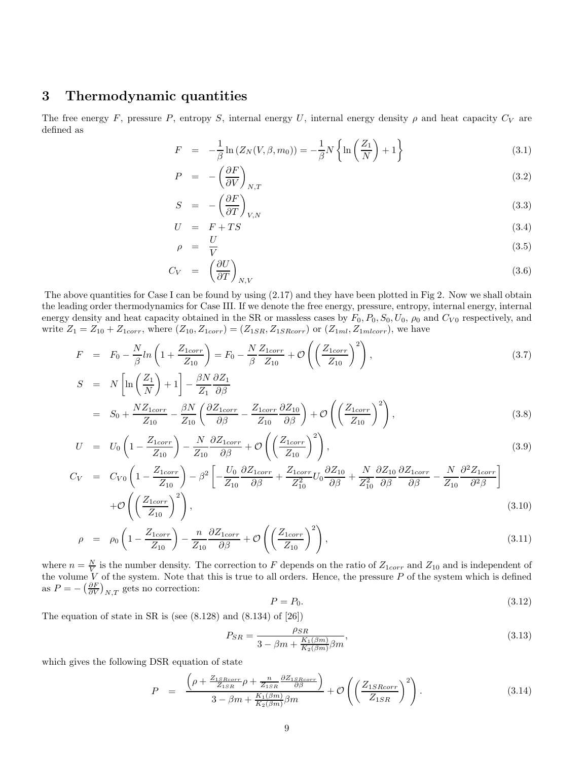## 3 Thermodynamic quantities

The free energy $F$, pressure $P$, entropy $S$, internal energy $U$, internal energy density $\rho$ and heat capacity $C_V$ are defined as

$$
\begin{aligned}
F &= -\frac{1}{\beta}\ln\left(Z_N(V,\beta,m_0)\right) = -\frac{1}{\beta}N\left\{\ln\left(\frac{Z_1}{N}\right)+1\right\} && (3.1)\\
P &= -\left(\frac{\partial F}{\partial V}\right)_{N,T} && (3.2)\\
S &= -\left(\frac{\partial F}{\partial T}\right)_{V,N} && (3.3)\\
U &= F+TS && (3.4)\\
\rho &= \frac{U}{V} && (3.5)\\
C_V &= \left(\frac{\partial U}{\partial T}\right)_{N,V} && (3.6)
\end{aligned}
$$

The above quantities for Case I can be found by using (2.17) and they have been plotted in Fig 2. Now we shall obtain the leading order thermodynamics for Case III. If we denote the free energy, pressure, entropy, internal energy, internal energy density and heat capacity obtained in the SR or massless cases by $F_0, P_0, S_0, U_0$, $\rho_0$ and $C_{V0}$ respectively, and write $Z_1 = Z_{10} + Z_{1corr}$, where $(Z_{10}, Z_{1corr}) = (Z_{1SR}, Z_{1SRcorr})$ or $(Z_{1ml}, Z_{1mlcorr})$, we have

$$
\begin{aligned}
F &= F_0 - \frac{N}{\beta}ln\left(1+\frac{Z_{1corr}}{Z_{10}}\right) = F_0 - \frac{N}{\beta}\frac{Z_{1corr}}{Z_{10}} + \mathcal{O}\left(\left(\frac{Z_{1corr}}{Z_{10}}\right)^2\right), && (3.7)\\
S &= N\left[\ln\left(\frac{Z_1}{N}\right)+1\right] - \frac{\beta N}{Z_1}\frac{\partial Z_1}{\partial\beta}\\
&= S_0 + \frac{NZ_{1corr}}{Z_{10}} - \frac{\beta N}{Z_{10}}\left(\frac{\partial Z_{1corr}}{\partial\beta} - \frac{Z_{1corr}}{Z_{10}}\frac{\partial Z_{10}}{\partial\beta}\right) + \mathcal{O}\left(\left(\frac{Z_{1corr}}{Z_{10}}\right)^2\right), && (3.8)\\
U &= U_0\left(1-\frac{Z_{1corr}}{Z_{10}}\right) - \frac{N}{Z_{10}}\frac{\partial Z_{1corr}}{\partial\beta} + \mathcal{O}\left(\left(\frac{Z_{1corr}}{Z_{10}}\right)^2\right), && (3.9)\\
C_V &= C_{V0}\left(1-\frac{Z_{1corr}}{Z_{10}}\right) - \beta^2\left[-\frac{U_0}{Z_{10}}\frac{\partial Z_{1corr}}{\partial\beta} + \frac{Z_{1corr}}{Z_{10}^2}U_0\frac{\partial Z_{10}}{\partial\beta} + \frac{N}{Z_{10}^2}\frac{\partial Z_{10}}{\partial\beta}\frac{\partial Z_{1corr}}{\partial\beta} - \frac{N}{Z_{10}}\frac{\partial^2 Z_{1corr}}{\partial^2\beta}\right]\\
&\quad + \mathcal{O}\left(\left(\frac{Z_{1corr}}{Z_{10}}\right)^2\right), && (3.10)\\
\rho &= \rho_0\left(1-\frac{Z_{1corr}}{Z_{10}}\right) - \frac{n}{Z_{10}}\frac{\partial Z_{1corr}}{\partial\beta} + \mathcal{O}\left(\left(\frac{Z_{1corr}}{Z_{10}}\right)^2\right), && (3.11)
\end{aligned}
$$

where $n = \frac{N}{V}$ is the number density. The correction to $F$ depends on the ratio of $Z_{1corr}$ and $Z_{10}$ and is independent of the volume $V$ of the system. Note that this is true to all orders. Hence, the pressure $P$ of the system which is defined as $P = -\left(\frac{\partial F}{\partial V}\right)_{N,T}$ gets no correction:

$$
P = P_0. \tag{3.12}
$$

The equation of state in SR is (see (8.128) and (8.134) of [26])

$$
P_{SR} = \frac{\rho_{SR}}{3-\beta m + \frac{K_1(\beta m)}{K_2(\beta m)}\beta m}, \tag{3.13}
$$

which gives the following DSR equation of state

$$
P = \frac{\left(\rho + \frac{Z_{1SRcorr}}{Z_{1SR}}\rho + \frac{n}{Z_{1SR}}\frac{\partial Z_{1SRcorr}}{\partial\beta}\right)}{3-\beta m + \frac{K_1(\beta m)}{K_2(\beta m)}\beta m} + \mathcal{O}\left(\left(\frac{Z_{1SRcorr}}{Z_{1SR}}\right)^2\right). \tag{3.14}
$$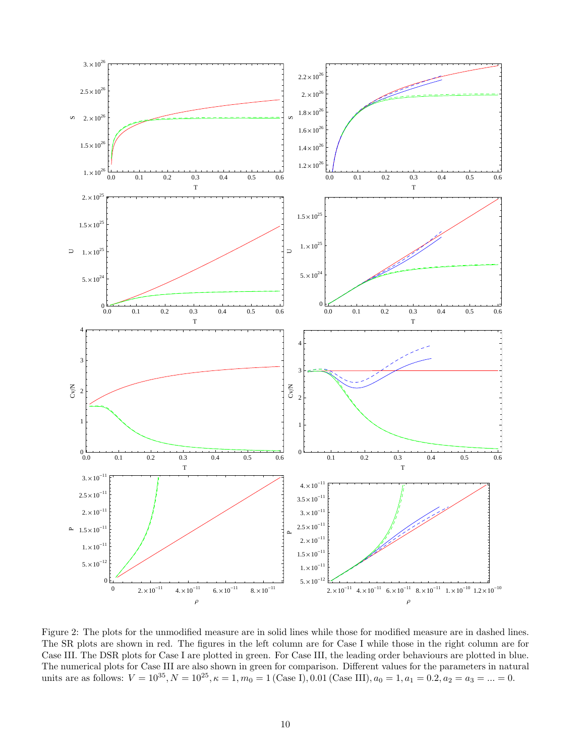Figure 2: The plots for the unmodified measure are in solid lines while those for modified measure are in dashed lines. The SR plots are shown in red. The figures in the left column are for Case I while those in the right column are for Case III. The DSR plots for Case I are plotted in green. For Case III, the leading order behaviours are plotted in blue. The numerical plots for Case III are also shown in green for comparison. Different values for the parameters in natural units are as follows: $V = 10^{35}, N = 10^{25}, \kappa = 1, m_0 = 1$ (Case I), $0.01$ (Case III), $a_0 = 1, a_1 = 0.2, a_2 = a_3 = ... = 0$.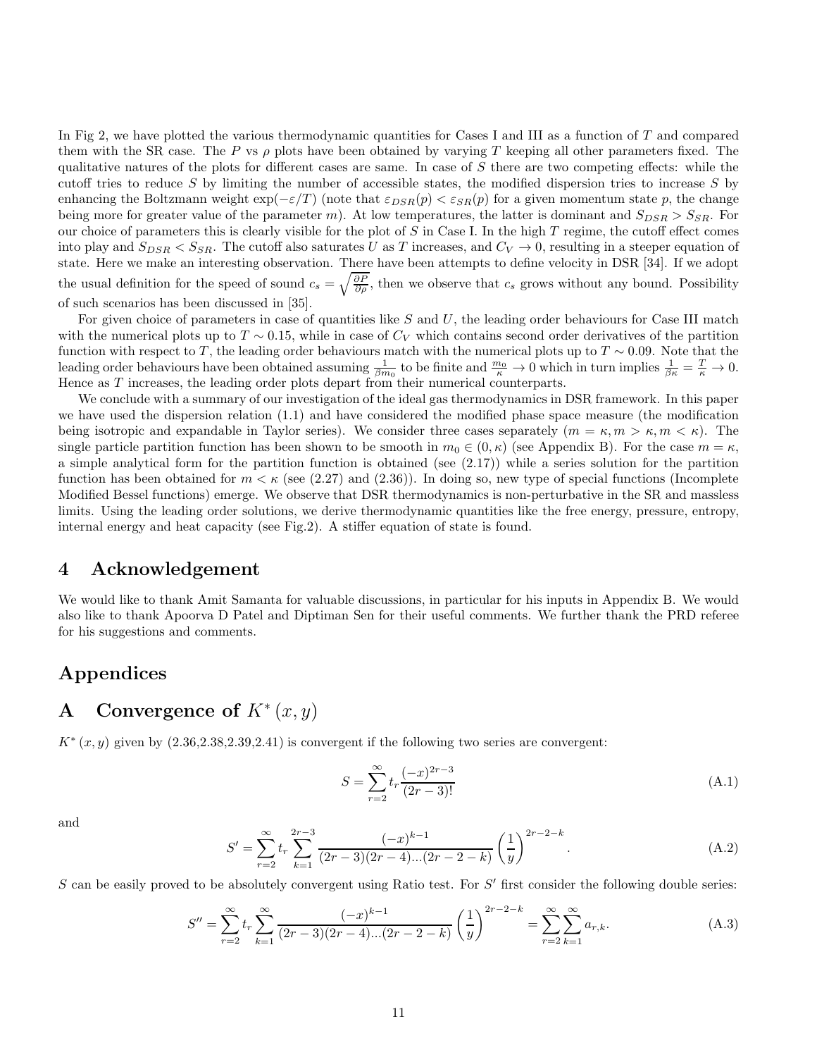In Fig 2, we have plotted the various thermodynamic quantities for Cases I and III as a function of $T$ and compared them with the SR case. The $P$ vs $\rho$ plots have been obtained by varying $T$ keeping all other parameters fixed. The qualitative natures of the plots for different cases are same. In case of $S$ there are two competing effects: while the cutoff tries to reduce $S$ by limiting the number of accessible states, the modified dispersion tries to increase $S$ by enhancing the Boltzmann weight $\exp(-\varepsilon/T)$ (note that $\varepsilon_{DSR}(p) < \varepsilon_{SR}(p)$ for a given momentum state $p$, the change being more for greater value of the parameter $m$). At low temperatures, the latter is dominant and $S_{DSR} > S_{SR}$. For our choice of parameters this is clearly visible for the plot of $S$ in Case I. In the high $T$ regime, the cutoff effect comes into play and $S_{DSR} < S_{SR}$. The cutoff also saturates $U$ as $T$ increases, and $C_V \to 0$, resulting in a steeper equation of state. Here we make an interesting observation. There have been attempts to define velocity in DSR [34]. If we adopt the usual definition for the speed of sound $c_s = \sqrt{\frac{\partial P}{\partial \rho}}$, then we observe that $c_s$ grows without any bound. Possibility of such scenarios has been discussed in [35].

For given choice of parameters in case of quantities like $S$ and $U$, the leading order behaviours for Case III match with the numerical plots up to $T \sim 0.15$, while in case of $C_V$ which contains second order derivatives of the partition function with respect to $T$, the leading order behaviours match with the numerical plots up to $T \sim 0.09$. Note that the leading order behaviours have been obtained assuming $\frac{1}{\beta m_0}$ to be finite and $\frac{m_0}{\kappa} \to 0$ which in turn implies $\frac{1}{\beta\kappa} = \frac{T}{\kappa} \to 0$. Hence as $T$ increases, the leading order plots depart from their numerical counterparts.

We conclude with a summary of our investigation of the ideal gas thermodynamics in DSR framework. In this paper we have used the dispersion relation (1.1) and have considered the modified phase space measure (the modification being isotropic and expandable in Taylor series). We consider three cases separately ($m = \kappa, m > \kappa, m < \kappa$). The single particle partition function has been shown to be smooth in $m_0 \in (0, \kappa)$ (see Appendix B). For the case $m = \kappa$, a simple analytical form for the partition function is obtained (see (2.17)) while a series solution for the partition function has been obtained for $m < \kappa$ (see (2.27) and (2.36)). In doing so, new type of special functions (Incomplete Modified Bessel functions) emerge. We observe that DSR thermodynamics is non-perturbative in the SR and massless limits. Using the leading order solutions, we derive thermodynamic quantities like the free energy, pressure, entropy, internal energy and heat capacity (see Fig.2). A stiffer equation of state is found.

# 4 Acknowledgement

We would like to thank Amit Samanta for valuable discussions, in particular for his inputs in Appendix B. We would also like to thank Apoorva D Patel and Diptiman Sen for their useful comments. We further thank the PRD referee for his suggestions and comments.

# Appendices

# A Convergence of $K^*(x, y)$

$K^*(x, y)$ given by (2.36,2.38,2.39,2.41) is convergent if the following two series are convergent:

$$S = \sum_{r=2}^{\infty} t_r \frac{(-x)^{2r-3}}{(2r-3)!} \tag{A.1}$$

and

$$S' = \sum_{r=2}^{\infty} t_r \sum_{k=1}^{2r-3} \frac{(-x)^{k-1}}{(2r-3)(2r-4)...(2r-2-k)} \left(\frac{1}{y}\right)^{2r-2-k}. \tag{A.2}$$

$S$ can be easily proved to be absolutely convergent using Ratio test. For $S'$ first consider the following double series:

$$S'' = \sum_{r=2}^{\infty} t_r \sum_{k=1}^{\infty} \frac{(-x)^{k-1}}{(2r-3)(2r-4)...(2r-2-k)} \left(\frac{1}{y}\right)^{2r-2-k} = \sum_{r=2}^{\infty}\sum_{k=1}^{\infty} a_{r,k}. \tag{A.3}$$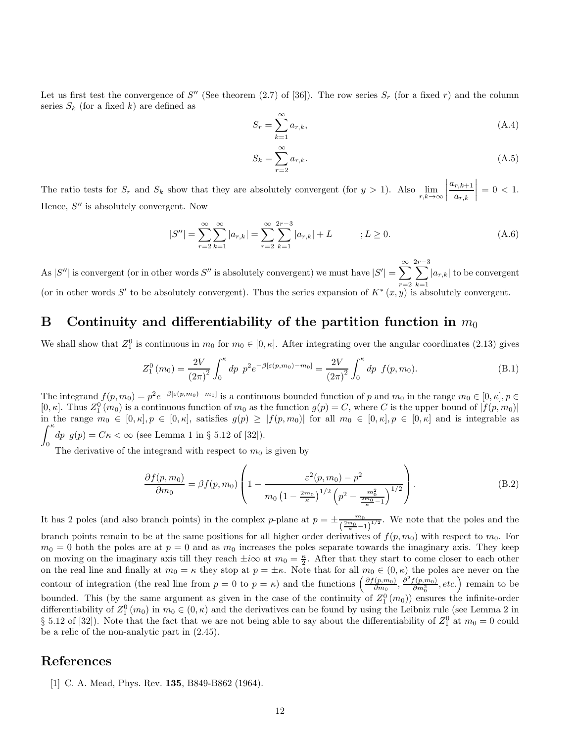Let us first test the convergence of $S''$ (See theorem (2.7) of [36]). The row series $S_r$ (for a fixed $r$) and the column series $S_k$ (for a fixed $k$) are defined as

$$S_r = \sum_{k=1}^{\infty} a_{r,k}, \tag{A.4}$$

$$S_k = \sum_{r=2}^{\infty} a_{r,k}. \tag{A.5}$$

The ratio tests for $S_r$ and $S_k$ show that they are absolutely convergent (for $y > 1$). Also $\lim_{r,k\to\infty} \left| \frac{a_{r,k+1}}{a_{r,k}} \right| = 0 < 1$. Hence, $S''$ is absolutely convergent. Now

$$|S''| = \sum_{r=2}^{\infty} \sum_{k=1}^{\infty} |a_{r,k}| = \sum_{r=2}^{\infty} \sum_{k=1}^{2r-3} |a_{r,k}| + L \qquad ; L \geq 0. \tag{A.6}$$

As $|S''|$ is convergent (or in other words $S''$ is absolutely convergent) we must have $|S'| = \sum_{r=2}^{\infty} \sum_{k=1}^{2r-3} |a_{r,k}|$ to be convergent (or in other words $S'$ to be absolutely convergent). Thus the series expansion of $K^*(x, y)$ is absolutely convergent.

# B Continuity and differentiability of the partition function in $m_0$

We shall show that $Z_1^0$ is continuous in $m_0$ for $m_0 \in [0, \kappa]$. After integrating over the angular coordinates (2.13) gives

$$Z_1^0(m_0) = \frac{2V}{(2\pi)^2} \int_0^{\kappa} dp \ p^2 e^{-\beta[\varepsilon(p,m_0)-m_0]} = \frac{2V}{(2\pi)^2} \int_0^{\kappa} dp \ f(p, m_0). \tag{B.1}$$

The integrand $f(p, m_0) = p^2 e^{-\beta[\varepsilon(p,m_0)-m_0]}$ is a continuous bounded function of $p$ and $m_0$ in the range $m_0 \in [0, \kappa], p \in [0, \kappa]$. Thus $Z_1^0(m_0)$ is a continuous function of $m_0$ as the function $g(p) = C$, where $C$ is the upper bound of $|f(p, m_0)|$ in the range $m_0 \in [0, \kappa], p \in [0, \kappa]$, satisfies $g(p) \geq |f(p, m_0)|$ for all $m_0 \in [0, \kappa], p \in [0, \kappa]$ and is integrable as $\int_0^{\kappa} dp \ g(p) = C\kappa < \infty$ (see Lemma 1 in § 5.12 of [32]).

The derivative of the integrand with respect to $m_0$ is given by

$$\frac{\partial f(p, m_0)}{\partial m_0} = \beta f(p, m_0) \left( 1 - \frac{\varepsilon^2(p, m_0) - p^2}{m_0 \left(1 - \frac{2m_0}{\kappa}\right)^{1/2} \left(p^2 - \frac{m_0^2}{\frac{2m_0}{\kappa} - 1}\right)^{1/2}} \right). \tag{B.2}$$

It has 2 poles (and also branch points) in the complex $p$-plane at $p = \pm \frac{m_0}{\left(\frac{2m_0}{\kappa} - 1\right)^{1/2}}$. We note that the poles and the branch points remain to be at the same positions for all higher order derivatives of $f(p, m_0)$ with respect to $m_0$. For $m_0 = 0$ both the poles are at $p = 0$ and as $m_0$ increases the poles separate towards the imaginary axis. They keep on moving on the imaginary axis till they reach $\pm i\infty$ at $m_0 = \frac{\kappa}{2}$. After that they start to come closer to each other on the real line and finally at $m_0 = \kappa$ they stop at $p = \pm\kappa$. Note that for all $m_0 \in (0, \kappa)$ the poles are never on the contour of integration (the real line from $p = 0$ to $p = \kappa$) and the functions $\left(\frac{\partial f(p, m_0)}{\partial m_0}, \frac{\partial^2 f(p, m_0)}{\partial m_0^2}, etc.\right)$ remain to be bounded. This (by the same argument as given in the case of the continuity of $Z_1^0(m_0)$) ensures the infinite-order differentiability of $Z_1^0(m_0)$ in $m_0 \in (0, \kappa)$ and the derivatives can be found by using the Leibniz rule (see Lemma 2 in § 5.12 of [32]). Note that the fact that we are not being able to say about the differentiability of $Z_1^0$ at $m_0 = 0$ could be a relic of the non-analytic part in (2.45).

# References

[1] C. A. Mead, Phys. Rev. **135**, B849-B862 (1964).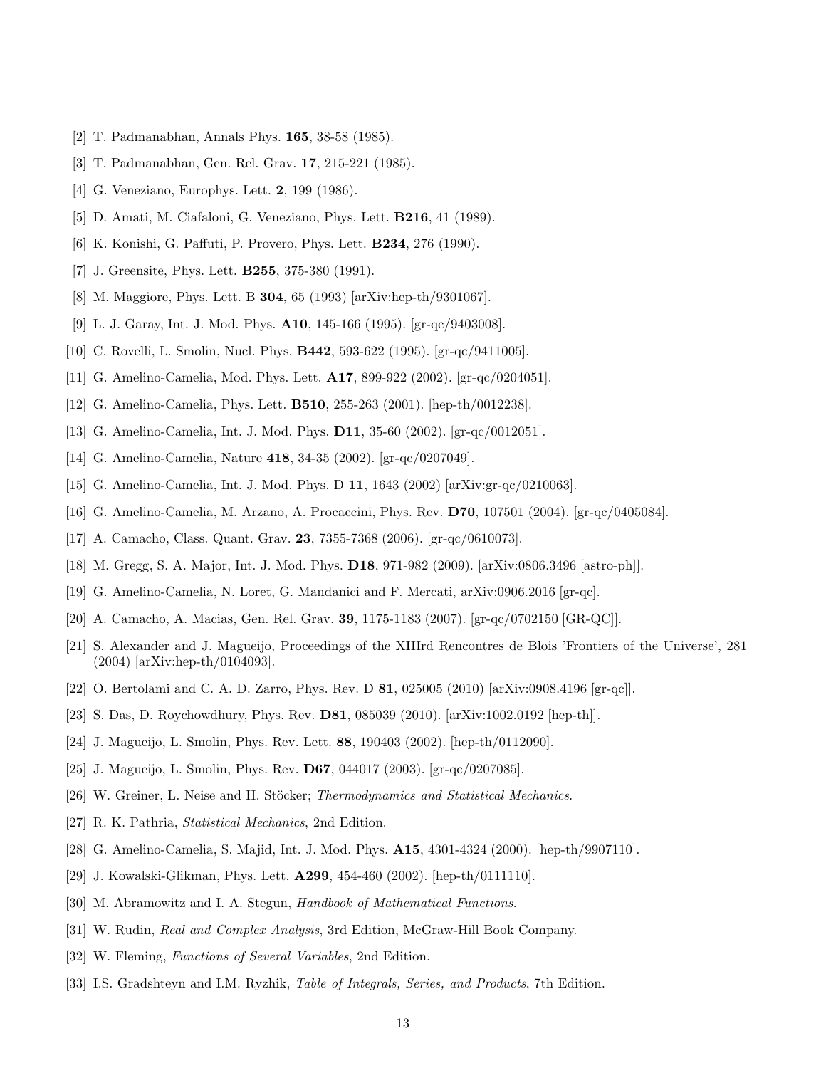[2] T. Padmanabhan, Annals Phys. **165**, 38-58 (1985).

[3] T. Padmanabhan, Gen. Rel. Grav. **17**, 215-221 (1985).

[4] G. Veneziano, Europhys. Lett. **2**, 199 (1986).

[5] D. Amati, M. Ciafaloni, G. Veneziano, Phys. Lett. **B216**, 41 (1989).

[6] K. Konishi, G. Paffuti, P. Provero, Phys. Lett. **B234**, 276 (1990).

[7] J. Greensite, Phys. Lett. **B255**, 375-380 (1991).

[8] M. Maggiore, Phys. Lett. B **304**, 65 (1993) [arXiv:hep-th/9301067].

[9] L. J. Garay, Int. J. Mod. Phys. **A10**, 145-166 (1995). [gr-qc/9403008].

[10] C. Rovelli, L. Smolin, Nucl. Phys. **B442**, 593-622 (1995). [gr-qc/9411005].

[11] G. Amelino-Camelia, Mod. Phys. Lett. **A17**, 899-922 (2002). [gr-qc/0204051].

[12] G. Amelino-Camelia, Phys. Lett. **B510**, 255-263 (2001). [hep-th/0012238].

[13] G. Amelino-Camelia, Int. J. Mod. Phys. **D11**, 35-60 (2002). [gr-qc/0012051].

[14] G. Amelino-Camelia, Nature **418**, 34-35 (2002). [gr-qc/0207049].

[15] G. Amelino-Camelia, Int. J. Mod. Phys. D **11**, 1643 (2002) [arXiv:gr-qc/0210063].

[16] G. Amelino-Camelia, M. Arzano, A. Procaccini, Phys. Rev. **D70**, 107501 (2004). [gr-qc/0405084].

[17] A. Camacho, Class. Quant. Grav. **23**, 7355-7368 (2006). [gr-qc/0610073].

[18] M. Gregg, S. A. Major, Int. J. Mod. Phys. **D18**, 971-982 (2009). [arXiv:0806.3496 [astro-ph]].

[19] G. Amelino-Camelia, N. Loret, G. Mandanici and F. Mercati, arXiv:0906.2016 [gr-qc].

[20] A. Camacho, A. Macias, Gen. Rel. Grav. **39**, 1175-1183 (2007). [gr-qc/0702150 [GR-QC]].

[21] S. Alexander and J. Magueijo, Proceedings of the XIIIrd Rencontres de Blois 'Frontiers of the Universe', 281 (2004) [arXiv:hep-th/0104093].

[22] O. Bertolami and C. A. D. Zarro, Phys. Rev. D **81**, 025005 (2010) [arXiv:0908.4196 [gr-qc]].

[23] S. Das, D. Roychowdhury, Phys. Rev. **D81**, 085039 (2010). [arXiv:1002.0192 [hep-th]].

[24] J. Magueijo, L. Smolin, Phys. Rev. Lett. **88**, 190403 (2002). [hep-th/0112090].

[25] J. Magueijo, L. Smolin, Phys. Rev. **D67**, 044017 (2003). [gr-qc/0207085].

[26] W. Greiner, L. Neise and H. Stöcker; *Thermodynamics and Statistical Mechanics*.

[27] R. K. Pathria, *Statistical Mechanics*, 2nd Edition.

[28] G. Amelino-Camelia, S. Majid, Int. J. Mod. Phys. **A15**, 4301-4324 (2000). [hep-th/9907110].

[29] J. Kowalski-Glikman, Phys. Lett. **A299**, 454-460 (2002). [hep-th/0111110].

[30] M. Abramowitz and I. A. Stegun, *Handbook of Mathematical Functions*.

[31] W. Rudin, *Real and Complex Analysis*, 3rd Edition, McGraw-Hill Book Company.

[32] W. Fleming, *Functions of Several Variables*, 2nd Edition.

[33] I.S. Gradshteyn and I.M. Ryzhik, *Table of Integrals, Series, and Products*, 7th Edition.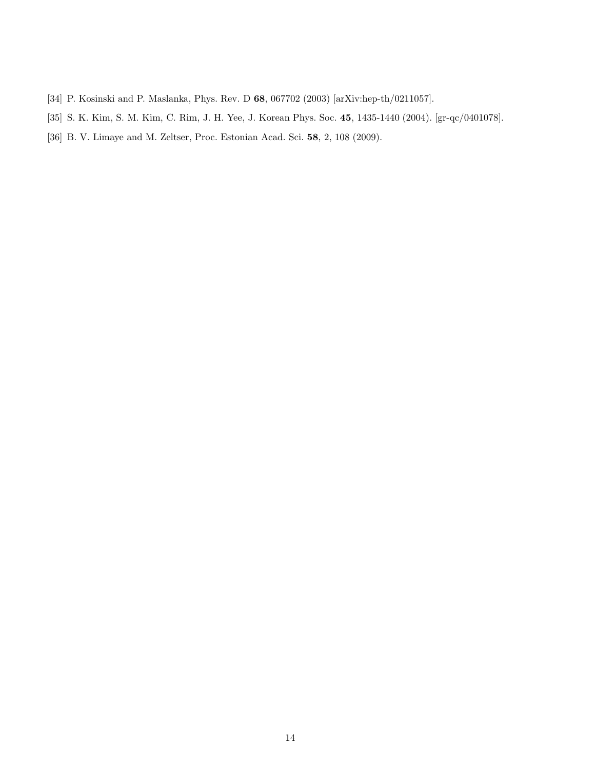[34] P. Kosinski and P. Maslanka, Phys. Rev. D **68**, 067702 (2003) [arXiv:hep-th/0211057].

[35] S. K. Kim, S. M. Kim, C. Rim, J. H. Yee, J. Korean Phys. Soc. **45**, 1435-1440 (2004). [gr-qc/0401078].

[36] B. V. Limaye and M. Zeltser, Proc. Estonian Acad. Sci. **58**, 2, 108 (2009).